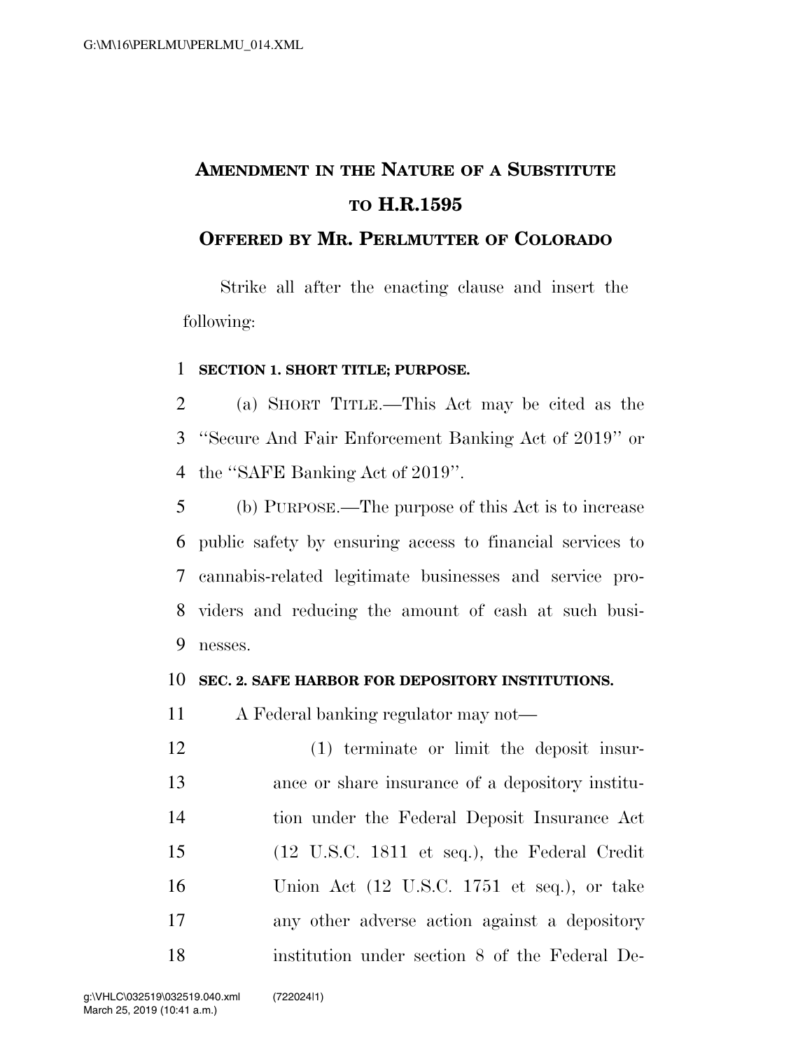# AMENDMENT IN THE NATURE OF A SUBSTITUTE TO H.R.1595

## OFFERED BY MR. PERLMUTTER OF COLORADO

Strike all after the enacting clause and insert the following:

**SECTION 1. SHORT TITLE; PURPOSE.**

(a) SHORT TITLE.—This Act may be cited as the "Secure And Fair Enforcement Banking Act of 2019" or the "SAFE Banking Act of 2019".

(b) PURPOSE.—The purpose of this Act is to increase public safety by ensuring access to financial services to cannabis-related legitimate businesses and service providers and reducing the amount of cash at such businesses.

**SEC. 2. SAFE HARBOR FOR DEPOSITORY INSTITUTIONS.**

A Federal banking regulator may not—

(1) terminate or limit the deposit insurance or share insurance of a depository institution under the Federal Deposit Insurance Act (12 U.S.C. 1811 et seq.), the Federal Credit Union Act (12 U.S.C. 1751 et seq.), or take any other adverse action against a depository institution under section 8 of the Federal De-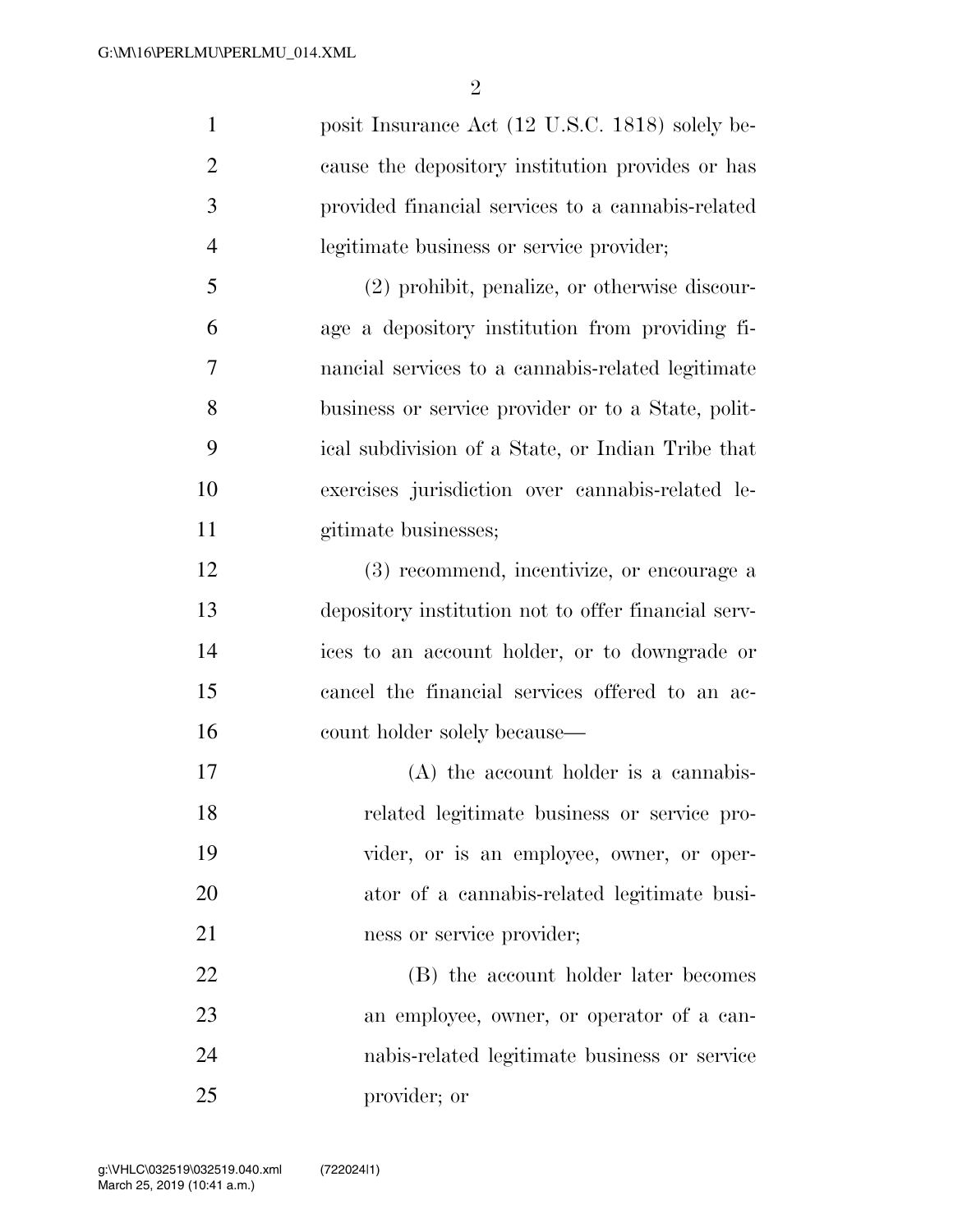posit Insurance Act (12 U.S.C. 1818) solely because the depository institution provides or has provided financial services to a cannabis-related legitimate business or service provider;

(2) prohibit, penalize, or otherwise discourage a depository institution from providing financial services to a cannabis-related legitimate business or service provider or to a State, political subdivision of a State, or Indian Tribe that exercises jurisdiction over cannabis-related legitimate businesses;

(3) recommend, incentivize, or encourage a depository institution not to offer financial services to an account holder, or to downgrade or cancel the financial services offered to an account holder solely because—

(A) the account holder is a cannabis-related legitimate business or service provider, or is an employee, owner, or operator of a cannabis-related legitimate business or service provider;

(B) the account holder later becomes an employee, owner, or operator of a cannabis-related legitimate business or service provider; or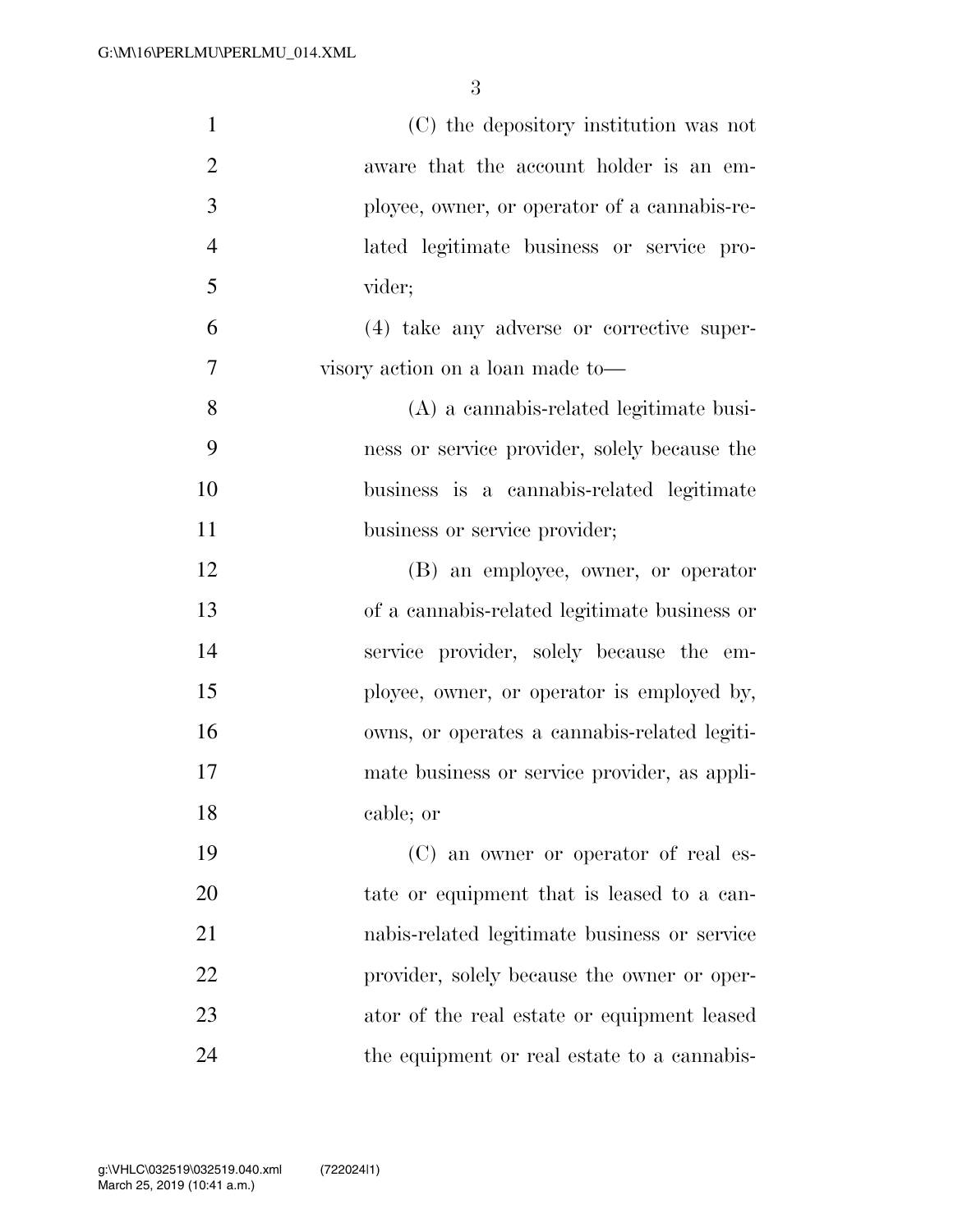(C) the depository institution was not aware that the account holder is an employee, owner, or operator of a cannabis-related legitimate business or service provider;

(4) take any adverse or corrective supervisory action on a loan made to—

(A) a cannabis-related legitimate business or service provider, solely because the business is a cannabis-related legitimate business or service provider;

(B) an employee, owner, or operator of a cannabis-related legitimate business or service provider, solely because the employee, owner, or operator is employed by, owns, or operates a cannabis-related legitimate business or service provider, as applicable; or

(C) an owner or operator of real estate or equipment that is leased to a cannabis-related legitimate business or service provider, solely because the owner or operator of the real estate or equipment leased the equipment or real estate to a cannabis-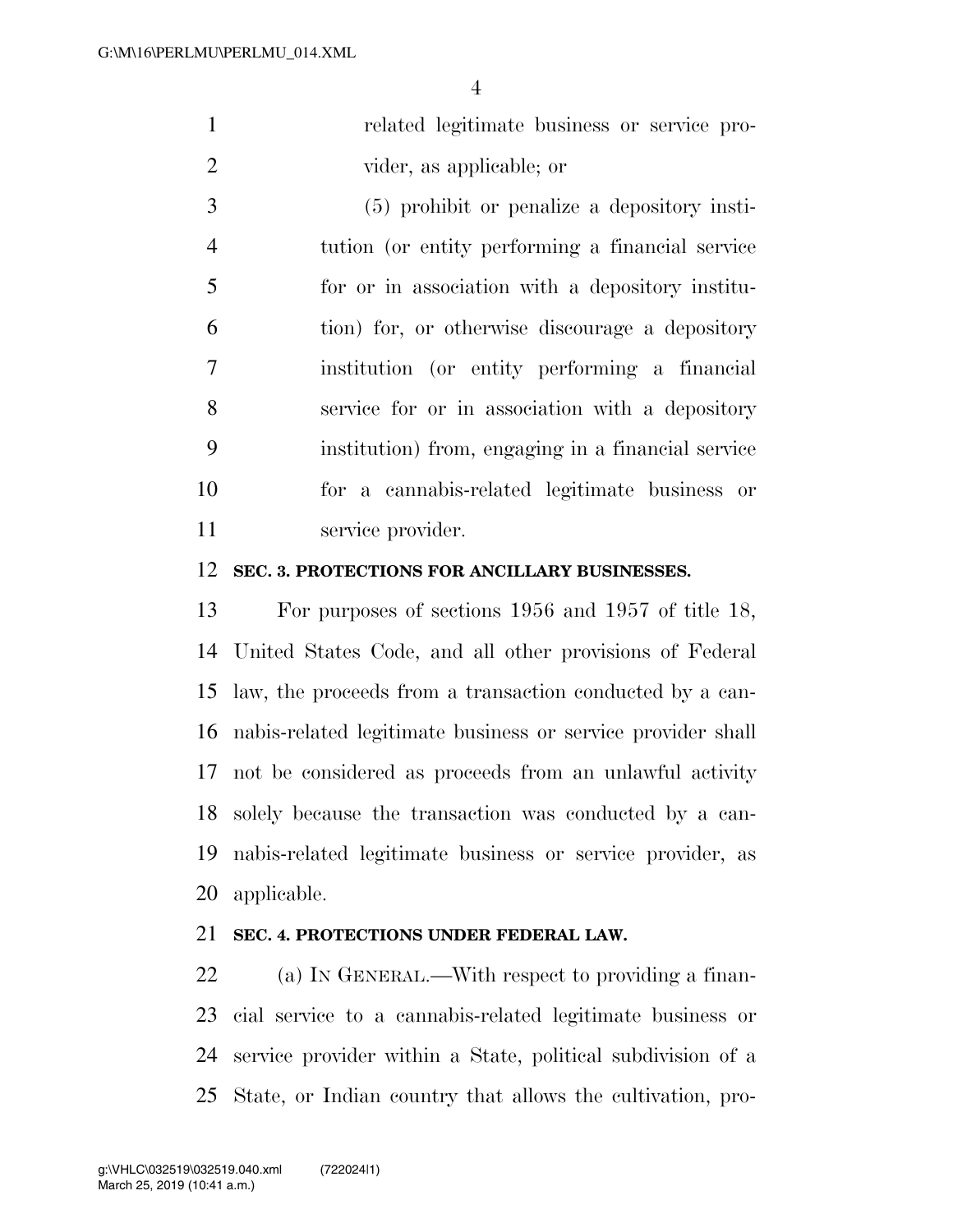related legitimate business or service provider, as applicable; or

(5) prohibit or penalize a depository institution (or entity performing a financial service for or in association with a depository institution) for, or otherwise discourage a depository institution (or entity performing a financial service for or in association with a depository institution) from, engaging in a financial service for a cannabis-related legitimate business or service provider.

**SEC. 3. PROTECTIONS FOR ANCILLARY BUSINESSES.**

For purposes of sections 1956 and 1957 of title 18, United States Code, and all other provisions of Federal law, the proceeds from a transaction conducted by a cannabis-related legitimate business or service provider shall not be considered as proceeds from an unlawful activity solely because the transaction was conducted by a cannabis-related legitimate business or service provider, as applicable.

**SEC. 4. PROTECTIONS UNDER FEDERAL LAW.**

(a) IN GENERAL.—With respect to providing a financial service to a cannabis-related legitimate business or service provider within a State, political subdivision of a State, or Indian country that allows the cultivation, pro-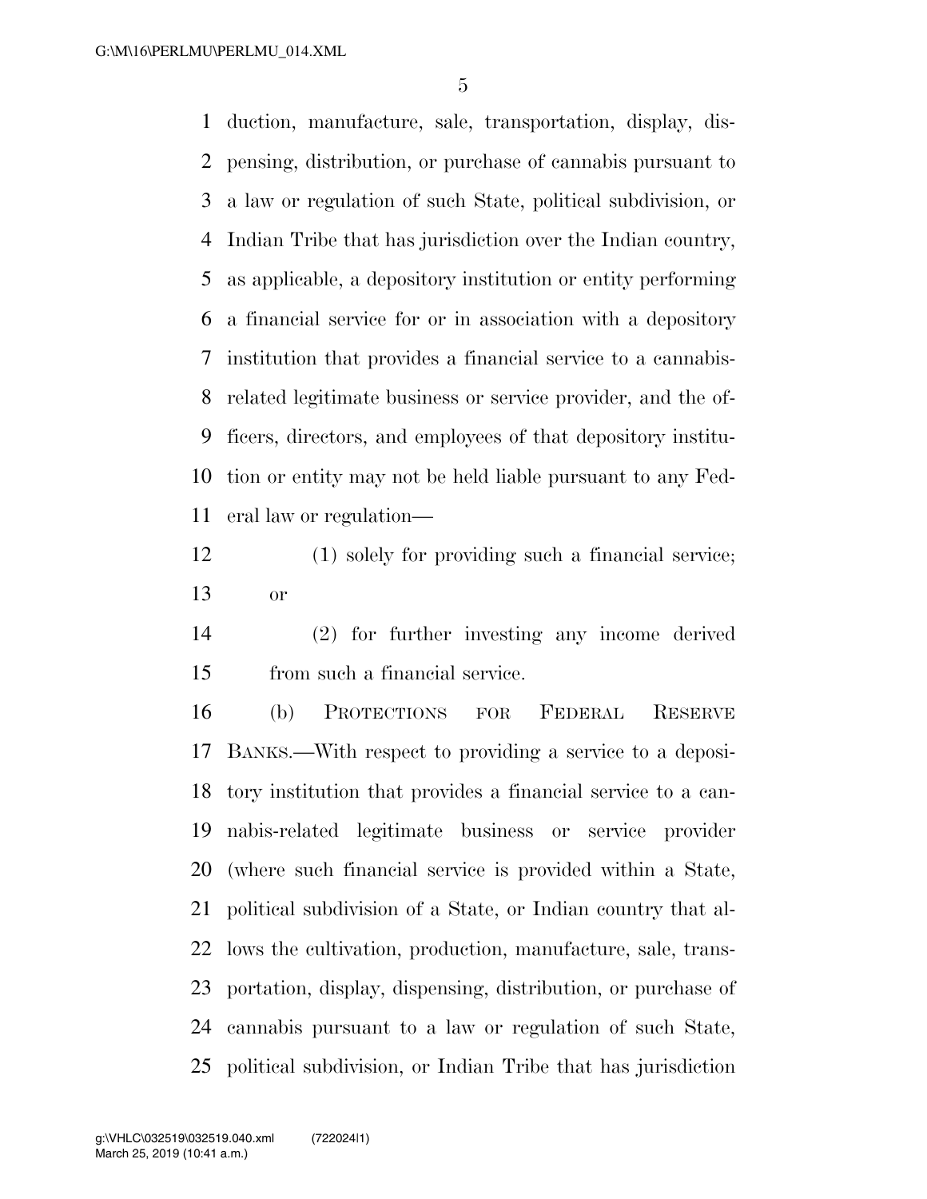duction, manufacture, sale, transportation, display, dispensing, distribution, or purchase of cannabis pursuant to a law or regulation of such State, political subdivision, or Indian Tribe that has jurisdiction over the Indian country, as applicable, a depository institution or entity performing a financial service for or in association with a depository institution that provides a financial service to a cannabis-related legitimate business or service provider, and the officers, directors, and employees of that depository institution or entity may not be held liable pursuant to any Federal law or regulation—

(1) solely for providing such a financial service; or

(2) for further investing any income derived from such a financial service.

(b) PROTECTIONS FOR FEDERAL RESERVE BANKS.—With respect to providing a service to a depository institution that provides a financial service to a cannabis-related legitimate business or service provider (where such financial service is provided within a State, political subdivision of a State, or Indian country that allows the cultivation, production, manufacture, sale, transportation, display, dispensing, distribution, or purchase of cannabis pursuant to a law or regulation of such State, political subdivision, or Indian Tribe that has jurisdiction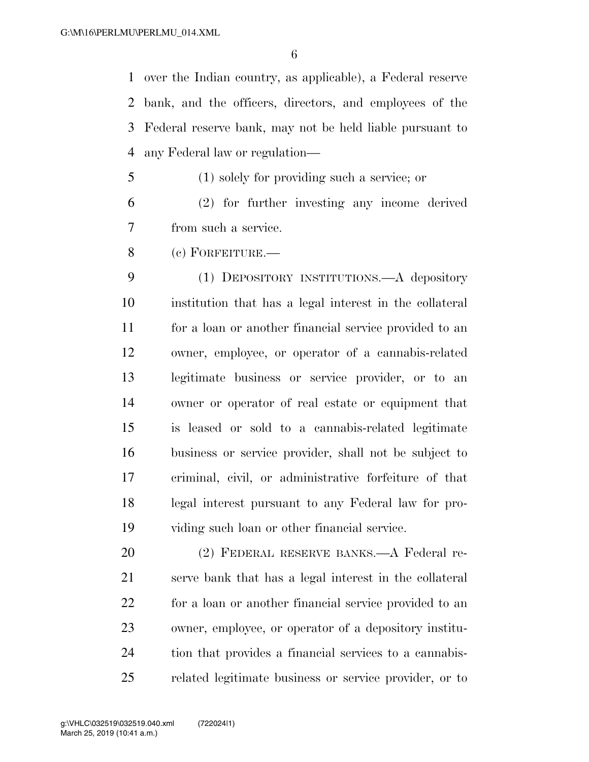over the Indian country, as applicable), a Federal reserve bank, and the officers, directors, and employees of the Federal reserve bank, may not be held liable pursuant to any Federal law or regulation—

(1) solely for providing such a service; or

(2) for further investing any income derived from such a service.

(c) FORFEITURE.—

(1) DEPOSITORY INSTITUTIONS.—A depository institution that has a legal interest in the collateral for a loan or another financial service provided to an owner, employee, or operator of a cannabis-related legitimate business or service provider, or to an owner or operator of real estate or equipment that is leased or sold to a cannabis-related legitimate business or service provider, shall not be subject to criminal, civil, or administrative forfeiture of that legal interest pursuant to any Federal law for providing such loan or other financial service.

(2) FEDERAL RESERVE BANKS.—A Federal reserve bank that has a legal interest in the collateral for a loan or another financial service provided to an owner, employee, or operator of a depository institution that provides a financial services to a cannabis-related legitimate business or service provider, or to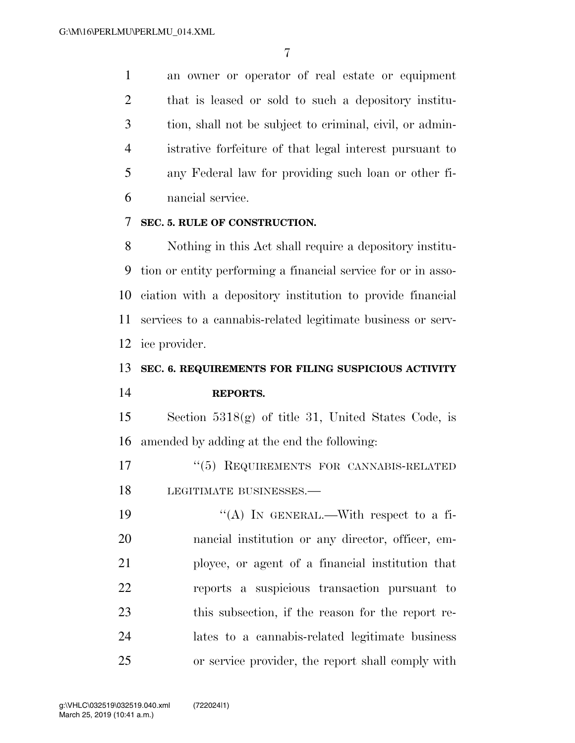an owner or operator of real estate or equipment that is leased or sold to such a depository institution, shall not be subject to criminal, civil, or administrative forfeiture of that legal interest pursuant to any Federal law for providing such loan or other financial service.

**SEC. 5. RULE OF CONSTRUCTION.**

Nothing in this Act shall require a depository institution or entity performing a financial service for or in association with a depository institution to provide financial services to a cannabis-related legitimate business or service provider.

**SEC. 6. REQUIREMENTS FOR FILING SUSPICIOUS ACTIVITY REPORTS.**

Section 5318(g) of title 31, United States Code, is amended by adding at the end the following:

"(5) REQUIREMENTS FOR CANNABIS-RELATED LEGITIMATE BUSINESSES.—

"(A) IN GENERAL.—With respect to a financial institution or any director, officer, employee, or agent of a financial institution that reports a suspicious transaction pursuant to this subsection, if the reason for the report relates to a cannabis-related legitimate business or service provider, the report shall comply with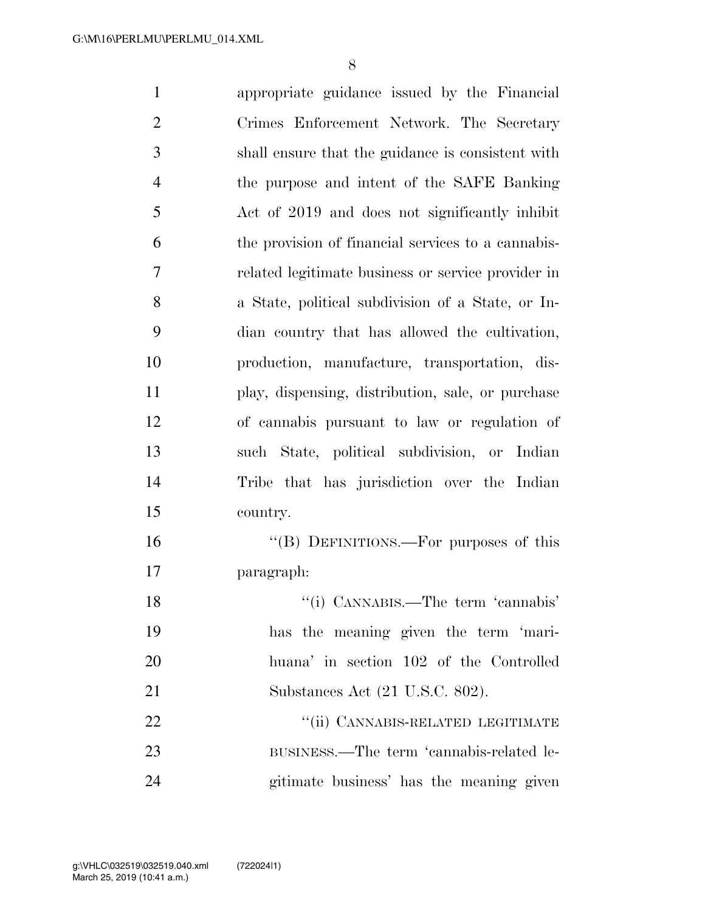appropriate guidance issued by the Financial Crimes Enforcement Network. The Secretary shall ensure that the guidance is consistent with the purpose and intent of the SAFE Banking Act of 2019 and does not significantly inhibit the provision of financial services to a cannabis-related legitimate business or service provider in a State, political subdivision of a State, or Indian country that has allowed the cultivation, production, manufacture, transportation, display, dispensing, distribution, sale, or purchase of cannabis pursuant to law or regulation of such State, political subdivision, or Indian Tribe that has jurisdiction over the Indian country.

"(B) DEFINITIONS.—For purposes of this paragraph:

"(i) CANNABIS.—The term 'cannabis' has the meaning given the term 'marihuana' in section 102 of the Controlled Substances Act (21 U.S.C. 802).

"(ii) CANNABIS-RELATED LEGITIMATE BUSINESS.—The term 'cannabis-related legitimate business' has the meaning given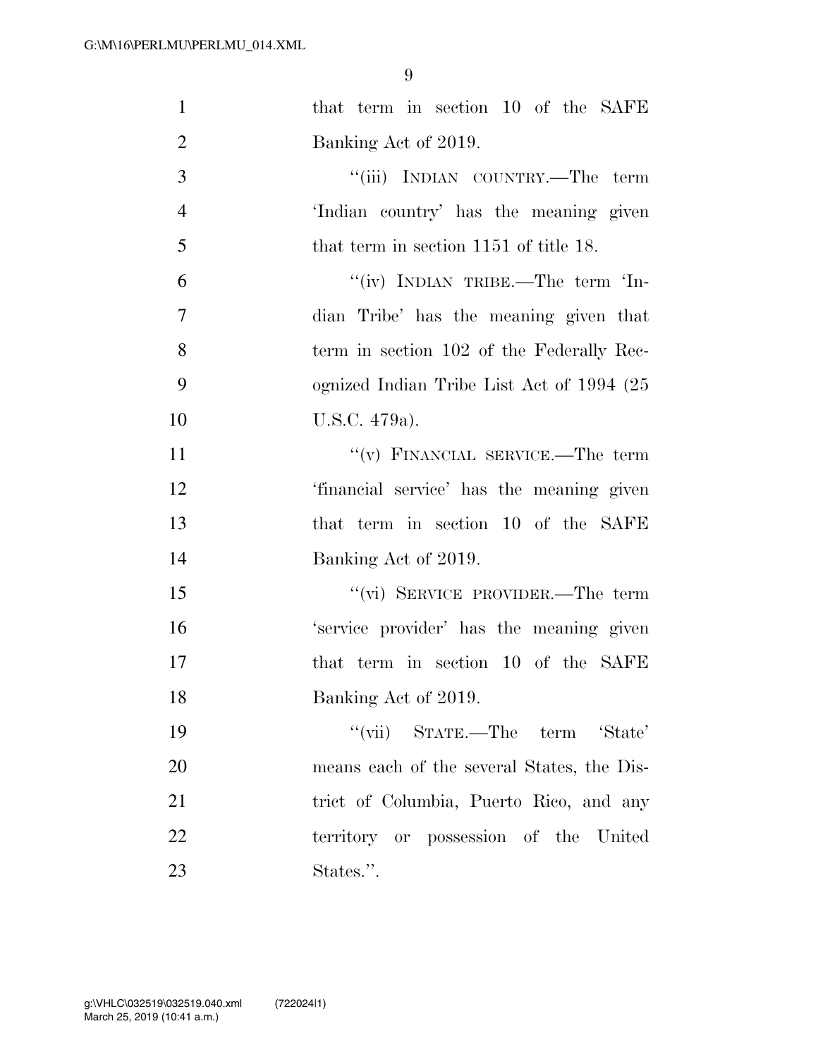that term in section 10 of the SAFE Banking Act of 2019.

"(iii) INDIAN COUNTRY.—The term 'Indian country' has the meaning given that term in section 1151 of title 18.

"(iv) INDIAN TRIBE.—The term 'Indian Tribe' has the meaning given that term in section 102 of the Federally Recognized Indian Tribe List Act of 1994 (25 U.S.C. 479a).

"(v) FINANCIAL SERVICE.—The term 'financial service' has the meaning given that term in section 10 of the SAFE Banking Act of 2019.

"(vi) SERVICE PROVIDER.—The term 'service provider' has the meaning given that term in section 10 of the SAFE Banking Act of 2019.

"(vii) STATE.—The term 'State' means each of the several States, the District of Columbia, Puerto Rico, and any territory or possession of the United States.".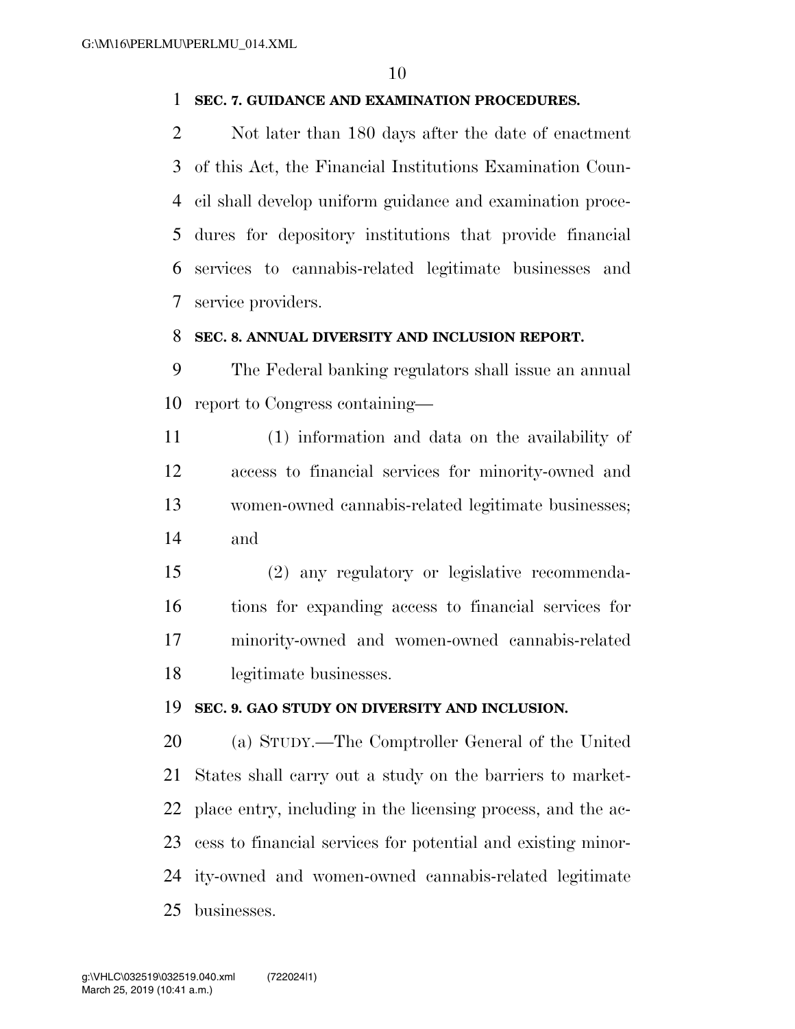**SEC. 7. GUIDANCE AND EXAMINATION PROCEDURES.**

Not later than 180 days after the date of enactment of this Act, the Financial Institutions Examination Council shall develop uniform guidance and examination procedures for depository institutions that provide financial services to cannabis-related legitimate businesses and service providers.

**SEC. 8. ANNUAL DIVERSITY AND INCLUSION REPORT.**

The Federal banking regulators shall issue an annual report to Congress containing—

(1) information and data on the availability of access to financial services for minority-owned and women-owned cannabis-related legitimate businesses; and

(2) any regulatory or legislative recommendations for expanding access to financial services for minority-owned and women-owned cannabis-related legitimate businesses.

**SEC. 9. GAO STUDY ON DIVERSITY AND INCLUSION.**

(a) STUDY.—The Comptroller General of the United States shall carry out a study on the barriers to marketplace entry, including in the licensing process, and the access to financial services for potential and existing minority-owned and women-owned cannabis-related legitimate businesses.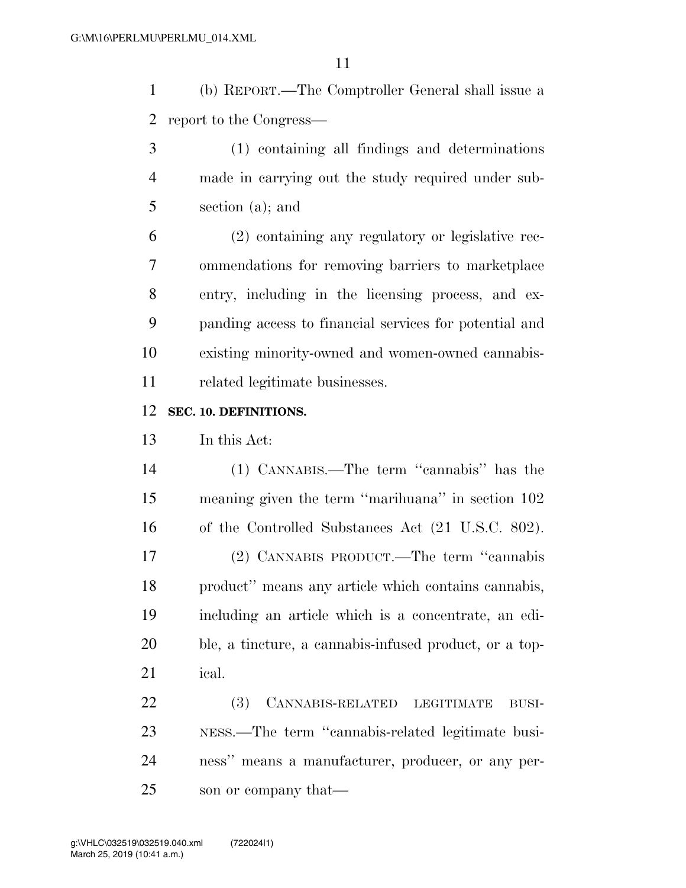(b) REPORT.—The Comptroller General shall issue a report to the Congress—

(1) containing all findings and determinations made in carrying out the study required under subsection (a); and

(2) containing any regulatory or legislative recommendations for removing barriers to marketplace entry, including in the licensing process, and expanding access to financial services for potential and existing minority-owned and women-owned cannabis-related legitimate businesses.

**SEC. 10. DEFINITIONS.**

In this Act:

(1) CANNABIS.—The term ''cannabis'' has the meaning given the term ''marihuana'' in section 102 of the Controlled Substances Act (21 U.S.C. 802).

(2) CANNABIS PRODUCT.—The term ''cannabis product'' means any article which contains cannabis, including an article which is a concentrate, an edible, a tincture, a cannabis-infused product, or a topical.

(3) CANNABIS-RELATED LEGITIMATE BUSINESS.—The term ''cannabis-related legitimate business'' means a manufacturer, producer, or any person or company that—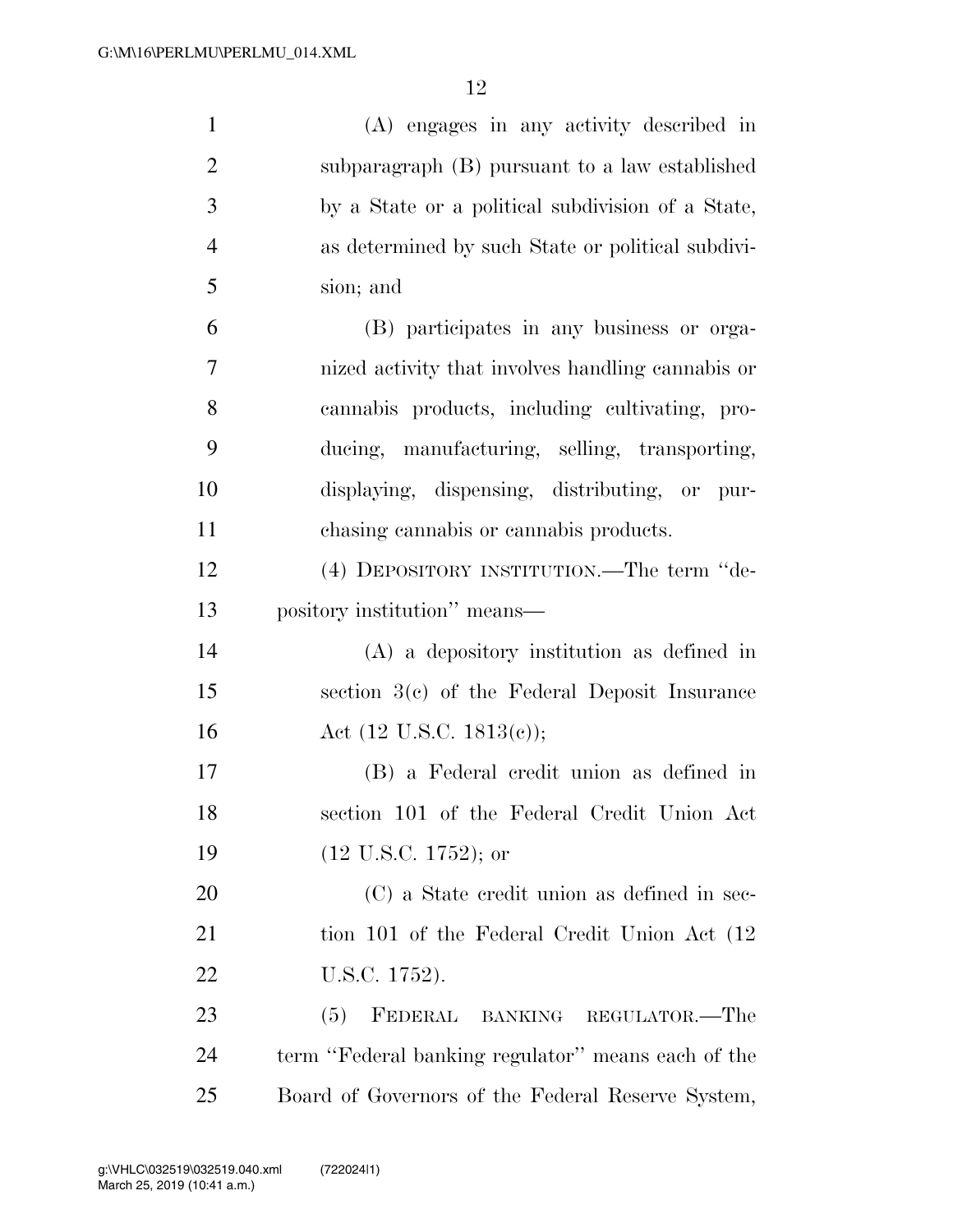(A) engages in any activity described in subparagraph (B) pursuant to a law established by a State or a political subdivision of a State, as determined by such State or political subdivision; and

(B) participates in any business or organized activity that involves handling cannabis or cannabis products, including cultivating, producing, manufacturing, selling, transporting, displaying, dispensing, distributing, or purchasing cannabis or cannabis products.

(4) DEPOSITORY INSTITUTION.—The term ''depository institution'' means—

(A) a depository institution as defined in section 3(c) of the Federal Deposit Insurance Act (12 U.S.C. 1813(c));

(B) a Federal credit union as defined in section 101 of the Federal Credit Union Act (12 U.S.C. 1752); or

(C) a State credit union as defined in section 101 of the Federal Credit Union Act (12 U.S.C. 1752).

(5) FEDERAL BANKING REGULATOR.—The term ''Federal banking regulator'' means each of the Board of Governors of the Federal Reserve System,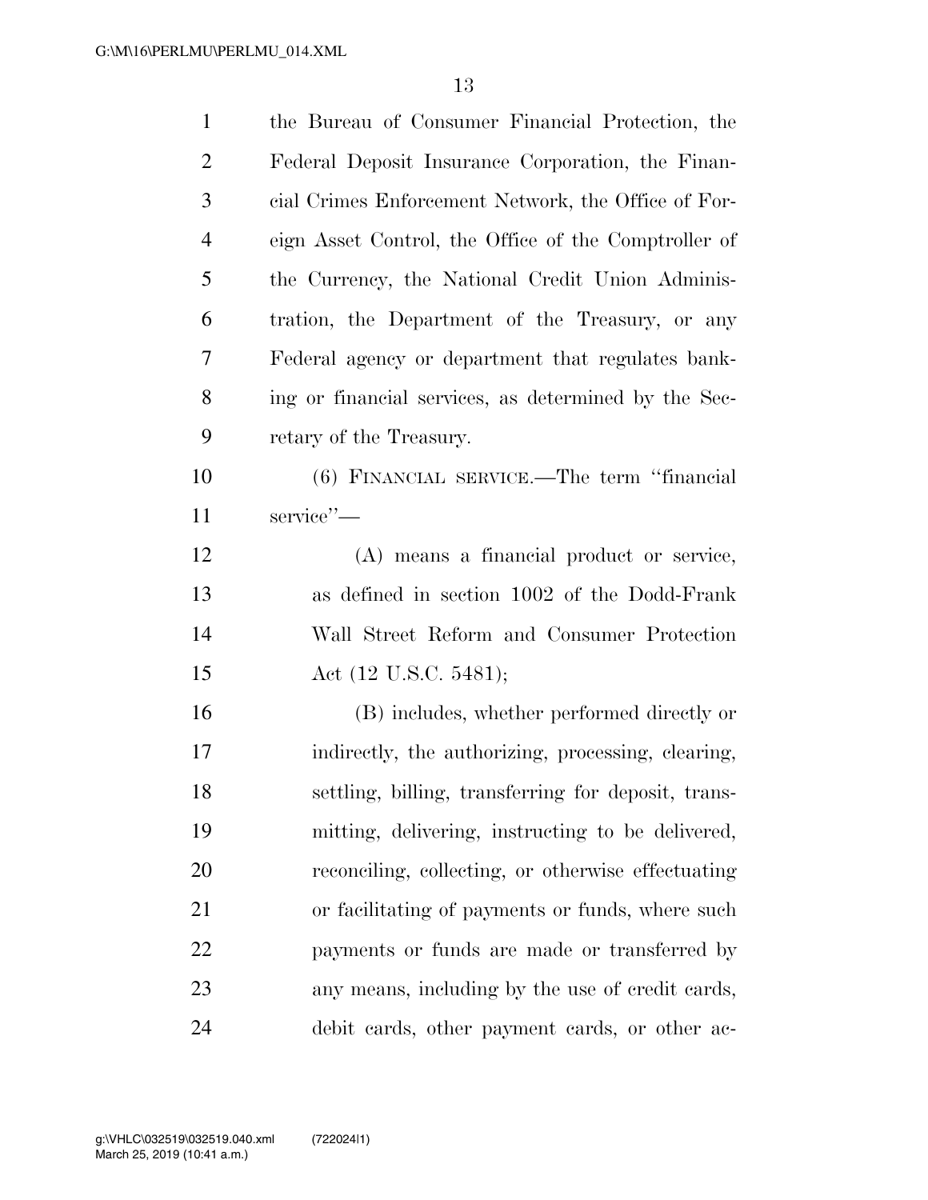the Bureau of Consumer Financial Protection, the Federal Deposit Insurance Corporation, the Financial Crimes Enforcement Network, the Office of Foreign Asset Control, the Office of the Comptroller of the Currency, the National Credit Union Administration, the Department of the Treasury, or any Federal agency or department that regulates banking or financial services, as determined by the Secretary of the Treasury.

(6) FINANCIAL SERVICE.—The term "financial service"—

(A) means a financial product or service, as defined in section 1002 of the Dodd-Frank Wall Street Reform and Consumer Protection Act (12 U.S.C. 5481);

(B) includes, whether performed directly or indirectly, the authorizing, processing, clearing, settling, billing, transferring for deposit, transmitting, delivering, instructing to be delivered, reconciling, collecting, or otherwise effectuating or facilitating of payments or funds, where such payments or funds are made or transferred by any means, including by the use of credit cards, debit cards, other payment cards, or other ac-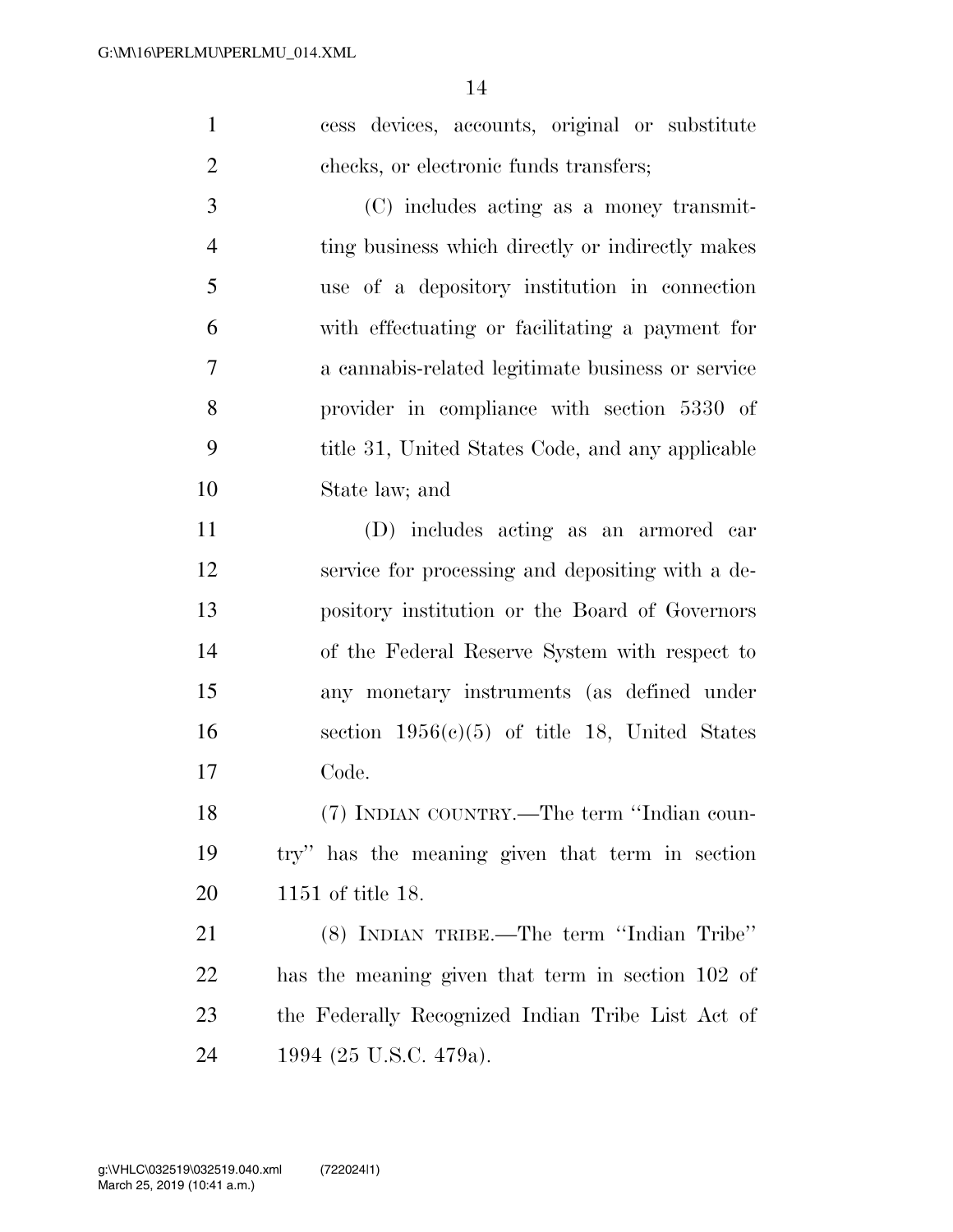cess devices, accounts, original or substitute checks, or electronic funds transfers;

(C) includes acting as a money transmitting business which directly or indirectly makes use of a depository institution in connection with effectuating or facilitating a payment for a cannabis-related legitimate business or service provider in compliance with section 5330 of title 31, United States Code, and any applicable State law; and

(D) includes acting as an armored car service for processing and depositing with a depository institution or the Board of Governors of the Federal Reserve System with respect to any monetary instruments (as defined under section 1956(c)(5) of title 18, United States Code.

(7) INDIAN COUNTRY.—The term ''Indian country'' has the meaning given that term in section 1151 of title 18.

(8) INDIAN TRIBE.—The term ''Indian Tribe'' has the meaning given that term in section 102 of the Federally Recognized Indian Tribe List Act of 1994 (25 U.S.C. 479a).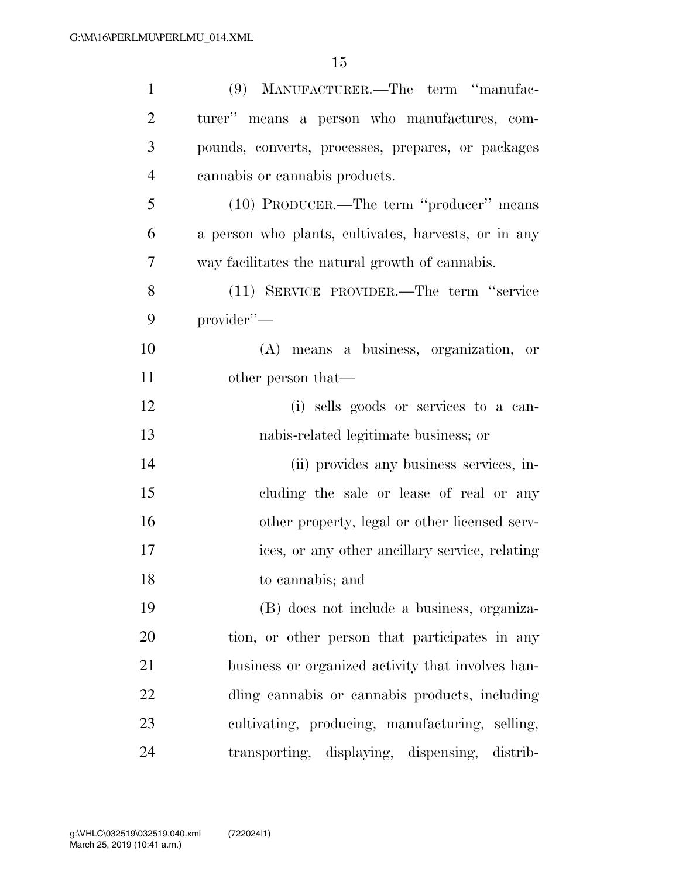(9) MANUFACTURER.—The term ''manufacturer'' means a person who manufactures, compounds, converts, processes, prepares, or packages cannabis or cannabis products.

(10) PRODUCER.—The term ''producer'' means a person who plants, cultivates, harvests, or in any way facilitates the natural growth of cannabis.

(11) SERVICE PROVIDER.—The term ''service provider''—

(A) means a business, organization, or other person that—

(i) sells goods or services to a cannabis-related legitimate business; or

(ii) provides any business services, including the sale or lease of real or any other property, legal or other licensed services, or any other ancillary service, relating to cannabis; and

(B) does not include a business, organization, or other person that participates in any business or organized activity that involves handling cannabis or cannabis products, including cultivating, producing, manufacturing, selling, transporting, displaying, dispensing, distrib-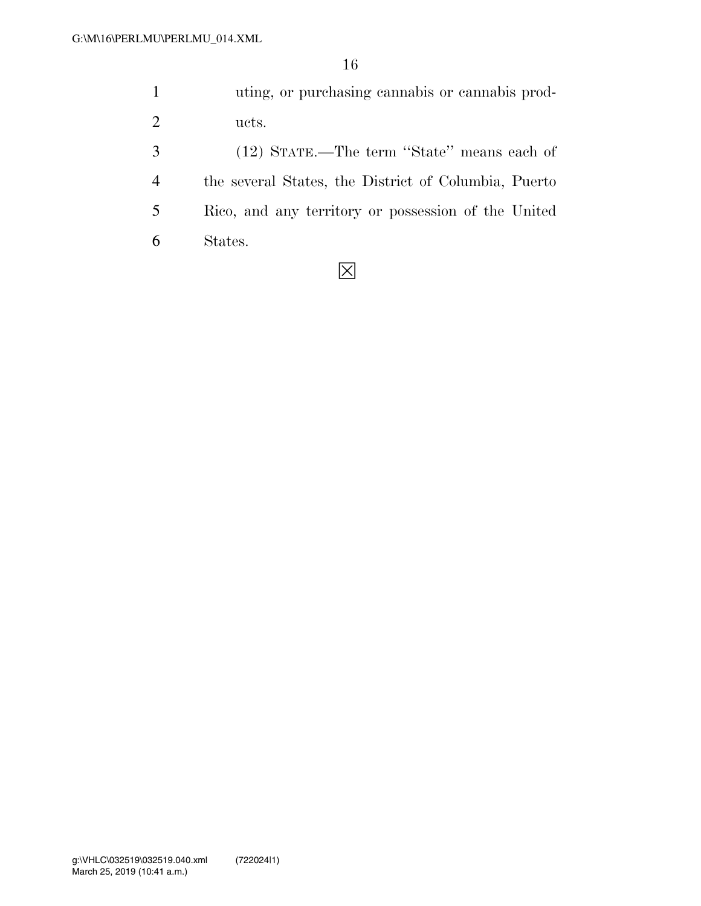uting, or purchasing cannabis or cannabis products.

(12) STATE.—The term ''State'' means each of the several States, the District of Columbia, Puerto Rico, and any territory or possession of the United States.

☒